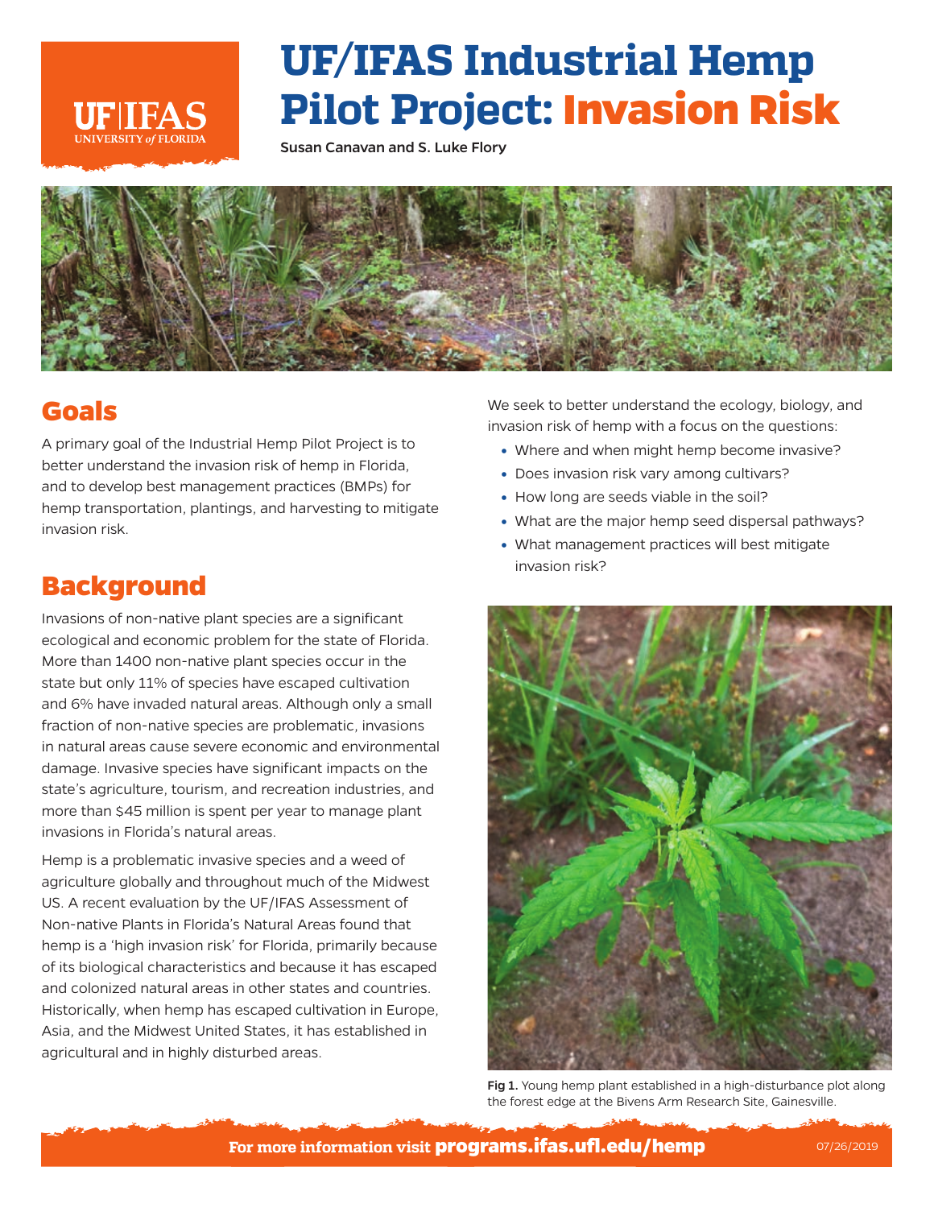# UF/IFAS Industrial Hemp Pilot Project: Invasion Risk

Susan Canavan and S. Luke Flory

## Goals

A primary goal of the Industrial Hemp Pilot Project is to better understand the invasion risk of hemp in Florida, and to develop best management practices (BMPs) for hemp transportation, plantings, and harvesting to mitigate invasion risk.

## Background

Invasions of non-native plant species are a significant ecological and economic problem for the state of Florida. More than 1400 non-native plant species occur in the state but only 11% of species have escaped cultivation and 6% have invaded natural areas. Although only a small fraction of non-native species are problematic, invasions in natural areas cause severe economic and environmental damage. Invasive species have significant impacts on the state's agriculture, tourism, and recreation industries, and more than $45 million is spent per year to manage plant invasions in Florida's natural areas.

Hemp is a problematic invasive species and a weed of agriculture globally and throughout much of the Midwest US. A recent evaluation by the UF/IFAS Assessment of Non-native Plants in Florida's Natural Areas found that hemp is a 'high invasion risk' for Florida, primarily because of its biological characteristics and because it has escaped and colonized natural areas in other states and countries. Historically, when hemp has escaped cultivation in Europe, Asia, and the Midwest United States, it has established in agricultural and in highly disturbed areas.

We seek to better understand the ecology, biology, and invasion risk of hemp with a focus on the questions:

- Where and when might hemp become invasive?
- Does invasion risk vary among cultivars?
- How long are seeds viable in the soil?
- What are the major hemp seed dispersal pathways?
- What management practices will best mitigate invasion risk?

**Fig 1.** Young hemp plant established in a high-disturbance plot along the forest edge at the Bivens Arm Research Site, Gainesville.

For more information visit **programs.ifas.ufl.edu/hemp**

07/26/2019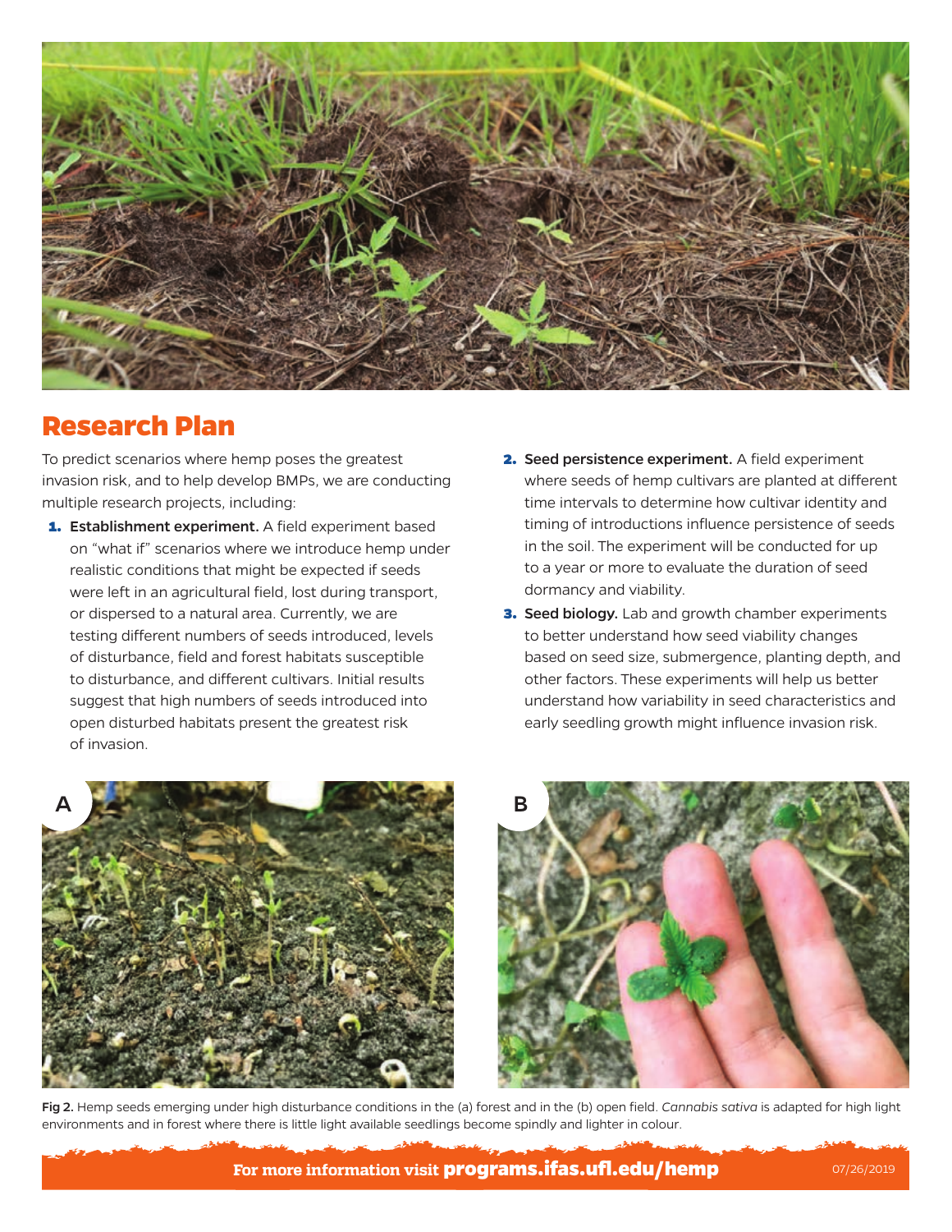## Research Plan

To predict scenarios where hemp poses the greatest invasion risk, and to help develop BMPs, we are conducting multiple research projects, including:

1. **Establishment experiment.** A field experiment based on "what if" scenarios where we introduce hemp under realistic conditions that might be expected if seeds were left in an agricultural field, lost during transport, or dispersed to a natural area. Currently, we are testing different numbers of seeds introduced, levels of disturbance, field and forest habitats susceptible to disturbance, and different cultivars. Initial results suggest that high numbers of seeds introduced into open disturbed habitats present the greatest risk of invasion.
2. **Seed persistence experiment.** A field experiment where seeds of hemp cultivars are planted at different time intervals to determine how cultivar identity and timing of introductions influence persistence of seeds in the soil. The experiment will be conducted for up to a year or more to evaluate the duration of seed dormancy and viability.
3. **Seed biology.** Lab and growth chamber experiments to better understand how seed viability changes based on seed size, submergence, planting depth, and other factors. These experiments will help us better understand how variability in seed characteristics and early seedling growth might influence invasion risk.

A

B

**Fig 2.** Hemp seeds emerging under high disturbance conditions in the (a) forest and in the (b) open field. *Cannabis sativa* is adapted for high light environments and in forest where there is little light available seedlings become spindly and lighter in colour.

For more information visit **programs.ifas.ufl.edu/hemp** 07/26/2019